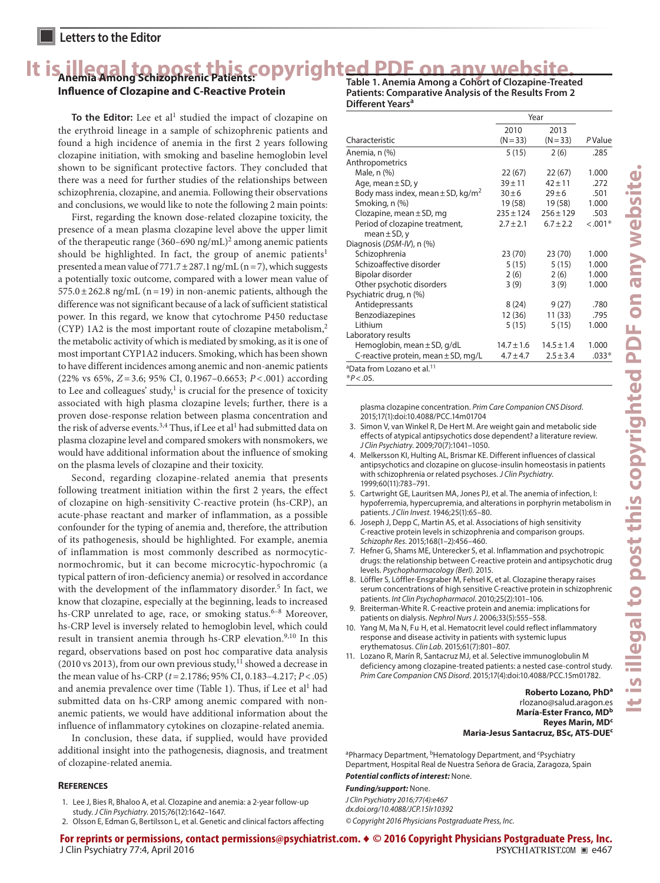Letters to the Editor

## Anemia Among Schizophrenic Patients: Influence of Clozapine and C-Reactive Protein

**To the Editor:** Lee et al[1] studied the impact of clozapine on the erythroid lineage in a sample of schizophrenic patients and found a high incidence of anemia in the first 2 years following clozapine initiation, with smoking and baseline hemoglobin level shown to be significant protective factors. They concluded that there was a need for further studies of the relationships between schizophrenia, clozapine, and anemia. Following their observations and conclusions, we would like to note the following 2 main points:

First, regarding the known dose-related clozapine toxicity, the presence of a mean plasma clozapine level above the upper limit of the therapeutic range (360–690 ng/mL)[2] among anemic patients should be highlighted. In fact, the group of anemic patients[1] presented a mean value of 771.7 ± 287.1 ng/mL (n = 7), which suggests a potentially toxic outcome, compared with a lower mean value of 575.0 ± 262.8 ng/mL (n = 19) in non-anemic patients, although the difference was not significant because of a lack of sufficient statistical power. In this regard, we know that cytochrome P450 reductase (CYP) 1A2 is the most important route of clozapine metabolism,[2] the metabolic activity of which is mediated by smoking, as it is one of most important CYP1A2 inducers. Smoking, which has been shown to have different incidences among anemic and non-anemic patients (22% vs 65%, $Z = 3.6$; 95% CI, 0.1967–0.6653; $P < .001$) according to Lee and colleagues' study,[1] is crucial for the presence of toxicity associated with high plasma clozapine levels; further, there is a proven dose-response relation between plasma concentration and the risk of adverse events.[3,4] Thus, if Lee et al[1] had submitted data on plasma clozapine level and compared smokers with nonsmokers, we would have additional information about the influence of smoking on the plasma levels of clozapine and their toxicity.

Second, regarding clozapine-related anemia that presents following treatment initiation within the first 2 years, the effect of clozapine on high-sensitivity C-reactive protein (hs-CRP), an acute-phase reactant and marker of inflammation, as a possible confounder for the typing of anemia and, therefore, the attribution of its pathogenesis, should be highlighted. For example, anemia of inflammation is most commonly described as normocytic-normochromic, but it can become microcytic-hypochromic (a typical pattern of iron-deficiency anemia) or resolved in accordance with the development of the inflammatory disorder.[5] In fact, we know that clozapine, especially at the beginning, leads to increased hs-CRP unrelated to age, race, or smoking status.[6–8] Moreover, hs-CRP level is inversely related to hemoglobin level, which could result in transient anemia through hs-CRP elevation.[9,10] In this regard, observations based on post hoc comparative data analysis (2010 vs 2013), from our own previous study,[11] showed a decrease in the mean value of hs-CRP ($t = 2.1786$; 95% CI, 0.183–4.217; $P < .05$) and anemia prevalence over time (Table 1). Thus, if Lee et al[1] had submitted data on hs-CRP among anemic compared with non-anemic patients, we would have additional information about the influence of inflammatory cytokines on clozapine-related anemia.

In conclusion, these data, if supplied, would have provided additional insight into the pathogenesis, diagnosis, and treatment of clozapine-related anemia.

**Table 1. Anemia Among a Cohort of Clozapine-Treated Patients: Comparative Analysis of the Results From 2 Different Years[a]**

| Characteristic | Year 2010 (N = 33) | Year 2013 (N = 33) | *P* Value |
|---|---|---|---|
| Anemia, n (%) | 5 (15) | 2 (6) | .285 |
| Anthropometrics | | | |
| Male, n (%) | 22 (67) | 22 (67) | 1.000 |
| Age, mean ± SD, y | 39 ± 11 | 42 ± 11 | .272 |
| Body mass index, mean ± SD, kg/m$^2$ | 30 ± 6 | 29 ± 6 | .501 |
| Smoking, n (%) | 19 (58) | 19 (58) | 1.000 |
| Clozapine, mean ± SD, mg | 235 ± 124 | 256 ± 129 | .503 |
| Period of clozapine treatment, mean ± SD, y | 2.7 ± 2.1 | 6.7 ± 2.2 | < .001* |
| Diagnosis (*DSM-IV*), n (%) | | | |
| Schizophrenia | 23 (70) | 23 (70) | 1.000 |
| Schizoaffective disorder | 5 (15) | 5 (15) | 1.000 |
| Bipolar disorder | 2 (6) | 2 (6) | 1.000 |
| Other psychotic disorders | 3 (9) | 3 (9) | 1.000 |
| Psychiatric drug, n (%) | | | |
| Antidepressants | 8 (24) | 9 (27) | .780 |
| Benzodiazepines | 12 (36) | 11 (33) | .795 |
| Lithium | 5 (15) | 5 (15) | 1.000 |
| Laboratory results | | | |
| Hemoglobin, mean ± SD, g/dL | 14.7 ± 1.6 | 14.5 ± 1.4 | 1.000 |
| C-reactive protein, mean ± SD, mg/L | 4.7 ± 4.7 | 2.5 ± 3.4 | .033* |

[a]Data from Lozano et al.[11]
*$P < .05$.

### REFERENCES

1. Lee J, Bies R, Bhaloo A, et al. Clozapine and anemia: a 2-year follow-up study. *J Clin Psychiatry.* 2015;76(12):1642–1647.
2. Olsson E, Edman G, Bertilsson L, et al. Genetic and clinical factors affecting plasma clozapine concentration. *Prim Care Companion CNS Disord.* 2015;17(1):doi:10.4088/PCC.14m01704
3. Simon V, van Winkel R, De Hert M. Are weight gain and metabolic side effects of atypical antipsychotics dose dependent? a literature review. *J Clin Psychiatry.* 2009;70(7):1041–1050.
4. Melkersson KI, Hulting AL, Brismar KE. Different influences of classical antipsychotics and clozapine on glucose-insulin homeostasis in patients with schizophrenia or related psychoses. *J Clin Psychiatry.* 1999;60(11):783–791.
5. Cartwright GE, Lauritsen MA, Jones PJ, et al. The anemia of infection, I: hypoferremia, hypercupremia, and alterations in porphyrin metabolism in patients. *J Clin Invest.* 1946;25(1):65–80.
6. Joseph J, Depp C, Martin AS, et al. Associations of high sensitivity C-reactive protein levels in schizophrenia and comparison groups. *Schizophr Res.* 2015;168(1–2):456–460.
7. Hefner G, Shams ME, Unterecker S, et al. Inflammation and psychotropic drugs: the relationship between C-reactive protein and antipsychotic drug levels. *Psychopharmacology (Berl).* 2015.
8. Löffler S, Löffler-Ensgraber M, Fehsel K, et al. Clozapine therapy raises serum concentrations of high sensitive C-reactive protein in schizophrenic patients. *Int Clin Psychopharmacol.* 2010;25(2):101–106.
9. Breiterman-White R. C-reactive protein and anemia: implications for patients on dialysis. *Nephrol Nurs J.* 2006;33(5):555–558.
10. Yang M, Ma N, Fu H, et al. Hematocrit level could reflect inflammatory response and disease activity in patients with systemic lupus erythematosus. *Clin Lab.* 2015;61(7):801–807.
11. Lozano R, Marin R, Santacruz MJ, et al. Selective immunoglobulin M deficiency among clozapine-treated patients: a nested case-control study. *Prim Care Companion CNS Disord.* 2015;17(4):doi:10.4088/PCC.15m01782.

**Roberto Lozano, PhD[a]**
rlozano@salud.aragon.es
**María-Ester Franco, MD[b]**
**Reyes Marin, MD[c]**
**Maria-Jesus Santacruz, BSc, ATS-DUE[c]**

[a]Pharmacy Department, [b]Hematology Department, and [c]Psychiatry Department, Hospital Real de Nuestra Señora de Gracia, Zaragoza, Spain

***Potential conflicts of interest:*** None.

***Funding/support:*** None.

*J Clin Psychiatry 2016;77(4):e467*
*dx.doi.org/10.4088/JCP.15lr10392*

*© Copyright 2016 Physicians Postgraduate Press, Inc.*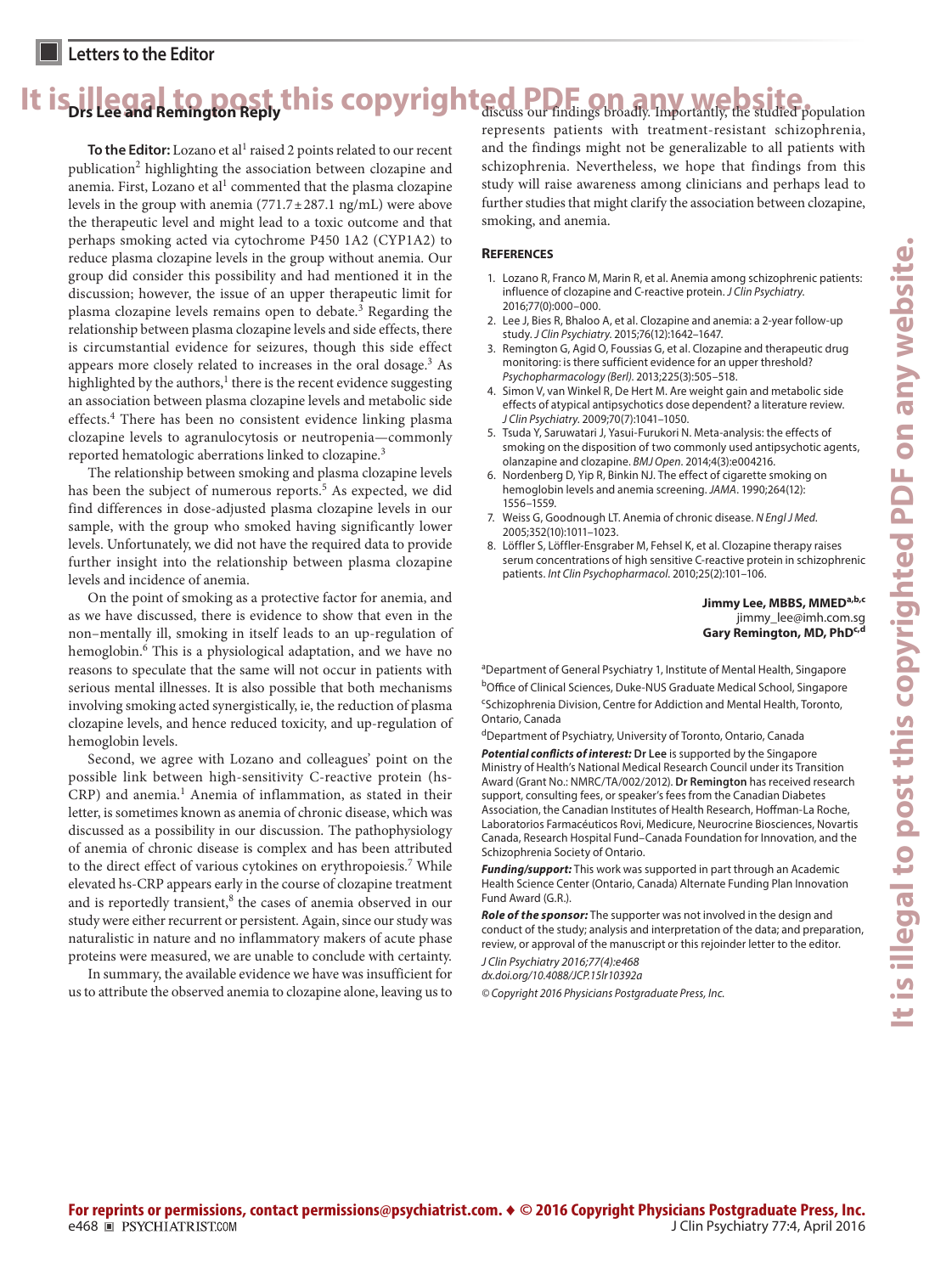## Drs Lee and Remington Reply

**To the Editor:** Lozano et al[1] raised 2 points related to our recent publication[2] highlighting the association between clozapine and anemia. First, Lozano et al[1] commented that the plasma clozapine levels in the group with anemia (771.7 ± 287.1 ng/mL) were above the therapeutic level and might lead to a toxic outcome and that perhaps smoking acted via cytochrome P450 1A2 (CYP1A2) to reduce plasma clozapine levels in the group without anemia. Our group did consider this possibility and had mentioned it in the discussion; however, the issue of an upper therapeutic limit for plasma clozapine levels remains open to debate.[3] Regarding the relationship between plasma clozapine levels and side effects, there is circumstantial evidence for seizures, though this side effect appears more closely related to increases in the oral dosage.[3] As highlighted by the authors,[1] there is the recent evidence suggesting an association between plasma clozapine levels and metabolic side effects.[4] There has been no consistent evidence linking plasma clozapine levels to agranulocytosis or neutropenia—commonly reported hematologic aberrations linked to clozapine.[3]

The relationship between smoking and plasma clozapine levels has been the subject of numerous reports.[5] As expected, we did find differences in dose-adjusted plasma clozapine levels in our sample, with the group who smoked having significantly lower levels. Unfortunately, we did not have the required data to provide further insight into the relationship between plasma clozapine levels and incidence of anemia.

On the point of smoking as a protective factor for anemia, and as we have discussed, there is evidence to show that even in the non–mentally ill, smoking in itself leads to an up-regulation of hemoglobin.[6] This is a physiological adaptation, and we have no reasons to speculate that the same will not occur in patients with serious mental illnesses. It is also possible that both mechanisms involving smoking acted synergistically, ie, the reduction of plasma clozapine levels, and hence reduced toxicity, and up-regulation of hemoglobin levels.

Second, we agree with Lozano and colleagues' point on the possible link between high-sensitivity C-reactive protein (hs-CRP) and anemia.[1] Anemia of inflammation, as stated in their letter, is sometimes known as anemia of chronic disease, which was discussed as a possibility in our discussion. The pathophysiology of anemia of chronic disease is complex and has been attributed to the direct effect of various cytokines on erythropoiesis.[7] While elevated hs-CRP appears early in the course of clozapine treatment and is reportedly transient,[8] the cases of anemia observed in our study were either recurrent or persistent. Again, since our study was naturalistic in nature and no inflammatory makers of acute phase proteins were measured, we are unable to conclude with certainty.

In summary, the available evidence we have was insufficient for us to attribute the observed anemia to clozapine alone, leaving us to discuss our findings broadly. Importantly, the studied population represents patients with treatment-resistant schizophrenia, and the findings might not be generalizable to all patients with schizophrenia. Nevertheless, we hope that findings from this study will raise awareness among clinicians and perhaps lead to further studies that might clarify the association between clozapine, smoking, and anemia.

### References

1. Lozano R, Franco M, Marin R, et al. Anemia among schizophrenic patients: influence of clozapine and C-reactive protein. *J Clin Psychiatry*. 2016;77(0):000–000.
2. Lee J, Bies R, Bhaloo A, et al. Clozapine and anemia: a 2-year follow-up study. *J Clin Psychiatry*. 2015;76(12):1642–1647.
3. Remington G, Agid O, Foussias G, et al. Clozapine and therapeutic drug monitoring: is there sufficient evidence for an upper threshold? *Psychopharmacology (Berl)*. 2013;225(3):505–518.
4. Simon V, van Winkel R, De Hert M. Are weight gain and metabolic side effects of atypical antipsychotics dose dependent? a literature review. *J Clin Psychiatry*. 2009;70(7):1041–1050.
5. Tsuda Y, Saruwatari J, Yasui-Furukori N. Meta-analysis: the effects of smoking on the disposition of two commonly used antipsychotic agents, olanzapine and clozapine. *BMJ Open*. 2014;4(3):e004216.
6. Nordenberg D, Yip R, Binkin NJ. The effect of cigarette smoking on hemoglobin levels and anemia screening. *JAMA*. 1990;264(12):1556–1559.
7. Weiss G, Goodnough LT. Anemia of chronic disease. *N Engl J Med*. 2005;352(10):1011–1023.
8. Löffler S, Löffler-Ensgraber M, Fehsel K, et al. Clozapine therapy raises serum concentrations of high sensitive C-reactive protein in schizophrenic patients. *Int Clin Psychopharmacol*. 2010;25(2):101–106.

**Jimmy Lee, MBBS, MMED**[a,b,c]
jimmy_lee@imh.com.sg
**Gary Remington, MD, PhD**[c,d]

[a]Department of General Psychiatry 1, Institute of Mental Health, Singapore
[b]Office of Clinical Sciences, Duke-NUS Graduate Medical School, Singapore
[c]Schizophrenia Division, Centre for Addiction and Mental Health, Toronto, Ontario, Canada
[d]Department of Psychiatry, University of Toronto, Ontario, Canada

***Potential conflicts of interest:*** **Dr Lee** is supported by the Singapore Ministry of Health's National Medical Research Council under its Transition Award (Grant No.: NMRC/TA/002/2012). **Dr Remington** has received research support, consulting fees, or speaker's fees from the Canadian Diabetes Association, the Canadian Institutes of Health Research, Hoffman-La Roche, Laboratorios Farmacéuticos Rovi, Medicure, Neurocrine Biosciences, Novartis Canada, Research Hospital Fund–Canada Foundation for Innovation, and the Schizophrenia Society of Ontario.

***Funding/support:*** This work was supported in part through an Academic Health Science Center (Ontario, Canada) Alternate Funding Plan Innovation Fund Award (G.R.).

***Role of the sponsor:*** The supporter was not involved in the design and conduct of the study; analysis and interpretation of the data; and preparation, review, or approval of the manuscript or this rejoinder letter to the editor.

*J Clin Psychiatry 2016;77(4):e468*
*dx.doi.org/10.4088/JCP.15lr10392a*
*© Copyright 2016 Physicians Postgraduate Press, Inc.*